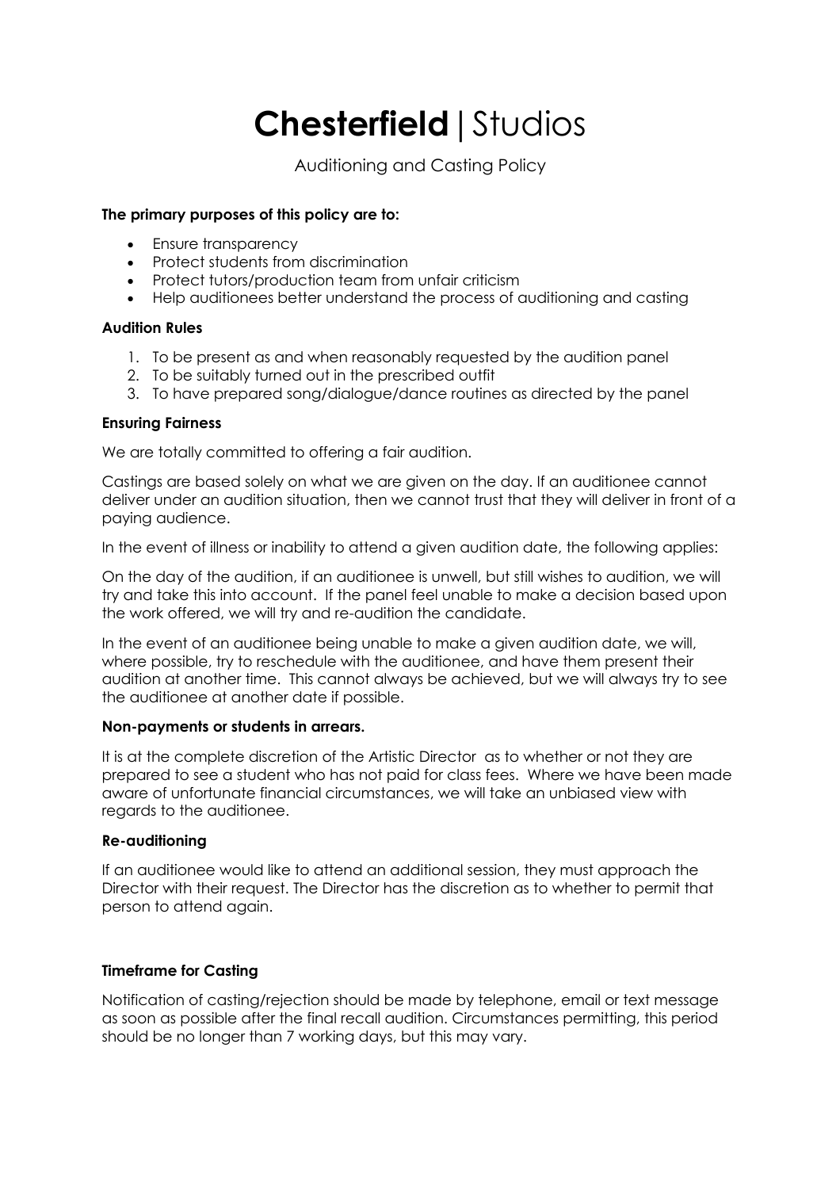# **Chesterfield** | Studios

## Auditioning and Casting Policy

**The primary purposes of this policy are to:**

- Ensure transparency
- Protect students from discrimination
- Protect tutors/production team from unfair criticism
- Help auditionees better understand the process of auditioning and casting

**Audition Rules**

1. To be present as and when reasonably requested by the audition panel
2. To be suitably turned out in the prescribed outfit
3. To have prepared song/dialogue/dance routines as directed by the panel

**Ensuring Fairness**

We are totally committed to offering a fair audition.

Castings are based solely on what we are given on the day. If an auditionee cannot deliver under an audition situation, then we cannot trust that they will deliver in front of a paying audience.

In the event of illness or inability to attend a given audition date, the following applies:

On the day of the audition, if an auditionee is unwell, but still wishes to audition, we will try and take this into account. If the panel feel unable to make a decision based upon the work offered, we will try and re-audition the candidate.

In the event of an auditionee being unable to make a given audition date, we will, where possible, try to reschedule with the auditionee, and have them present their audition at another time. This cannot always be achieved, but we will always try to see the auditionee at another date if possible.

**Non-payments or students in arrears.**

It is at the complete discretion of the Artistic Director as to whether or not they are prepared to see a student who has not paid for class fees. Where we have been made aware of unfortunate financial circumstances, we will take an unbiased view with regards to the auditionee.

**Re-auditioning**

If an auditionee would like to attend an additional session, they must approach the Director with their request. The Director has the discretion as to whether to permit that person to attend again.

**Timeframe for Casting**

Notification of casting/rejection should be made by telephone, email or text message as soon as possible after the final recall audition. Circumstances permitting, this period should be no longer than 7 working days, but this may vary.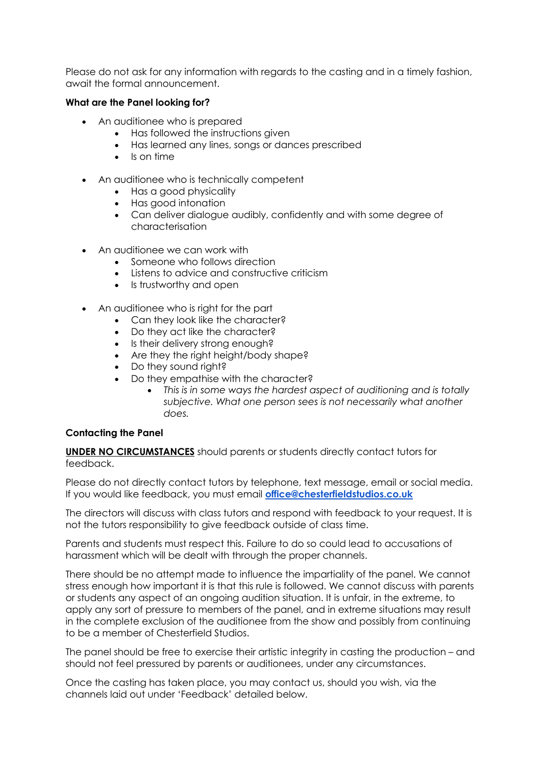Please do not ask for any information with regards to the casting and in a timely fashion, await the formal announcement.

**What are the Panel looking for?**

- An auditionee who is prepared
  - Has followed the instructions given
  - Has learned any lines, songs or dances prescribed
  - Is on time

- An auditionee who is technically competent
  - Has a good physicality
  - Has good intonation
  - Can deliver dialogue audibly, confidently and with some degree of characterisation

- An auditionee we can work with
  - Someone who follows direction
  - Listens to advice and constructive criticism
  - Is trustworthy and open

- An auditionee who is right for the part
  - Can they look like the character?
  - Do they act like the character?
  - Is their delivery strong enough?
  - Are they the right height/body shape?
  - Do they sound right?
  - Do they empathise with the character?
    - *This is in some ways the hardest aspect of auditioning and is totally subjective. What one person sees is not necessarily what another does.*

**Contacting the Panel**

**UNDER NO CIRCUMSTANCES** should parents or students directly contact tutors for feedback.

Please do not directly contact tutors by telephone, text message, email or social media. If you would like feedback, you must email **office@chesterfieldstudios.co.uk**

The directors will discuss with class tutors and respond with feedback to your request. It is not the tutors responsibility to give feedback outside of class time.

Parents and students must respect this. Failure to do so could lead to accusations of harassment which will be dealt with through the proper channels.

There should be no attempt made to influence the impartiality of the panel. We cannot stress enough how important it is that this rule is followed. We cannot discuss with parents or students any aspect of an ongoing audition situation. It is unfair, in the extreme, to apply any sort of pressure to members of the panel, and in extreme situations may result in the complete exclusion of the auditionee from the show and possibly from continuing to be a member of Chesterfield Studios.

The panel should be free to exercise their artistic integrity in casting the production – and should not feel pressured by parents or auditionees, under any circumstances.

Once the casting has taken place, you may contact us, should you wish, via the channels laid out under 'Feedback' detailed below.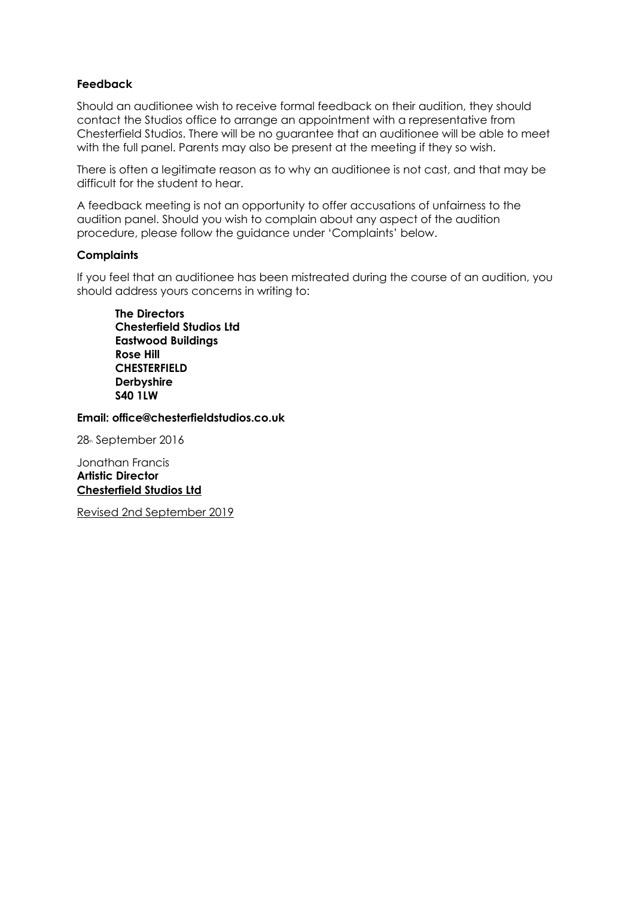**Feedback**

Should an auditionee wish to receive formal feedback on their audition, they should contact the Studios office to arrange an appointment with a representative from Chesterfield Studios. There will be no guarantee that an auditionee will be able to meet with the full panel. Parents may also be present at the meeting if they so wish.

There is often a legitimate reason as to why an auditionee is not cast, and that may be difficult for the student to hear.

A feedback meeting is not an opportunity to offer accusations of unfairness to the audition panel. Should you wish to complain about any aspect of the audition procedure, please follow the guidance under 'Complaints' below.

**Complaints**

If you feel that an auditionee has been mistreated during the course of an audition, you should address yours concerns in writing to:

> **The Directors**
> **Chesterfield Studios Ltd**
> **Eastwood Buildings**
> **Rose Hill**
> **CHESTERFIELD**
> **Derbyshire**
> **S40 1LW**

**Email: office@chesterfieldstudios.co.uk**

28th September 2016

Jonathan Francis
**Artistic Director**
**Chesterfield Studios Ltd**

Revised 2nd September 2019